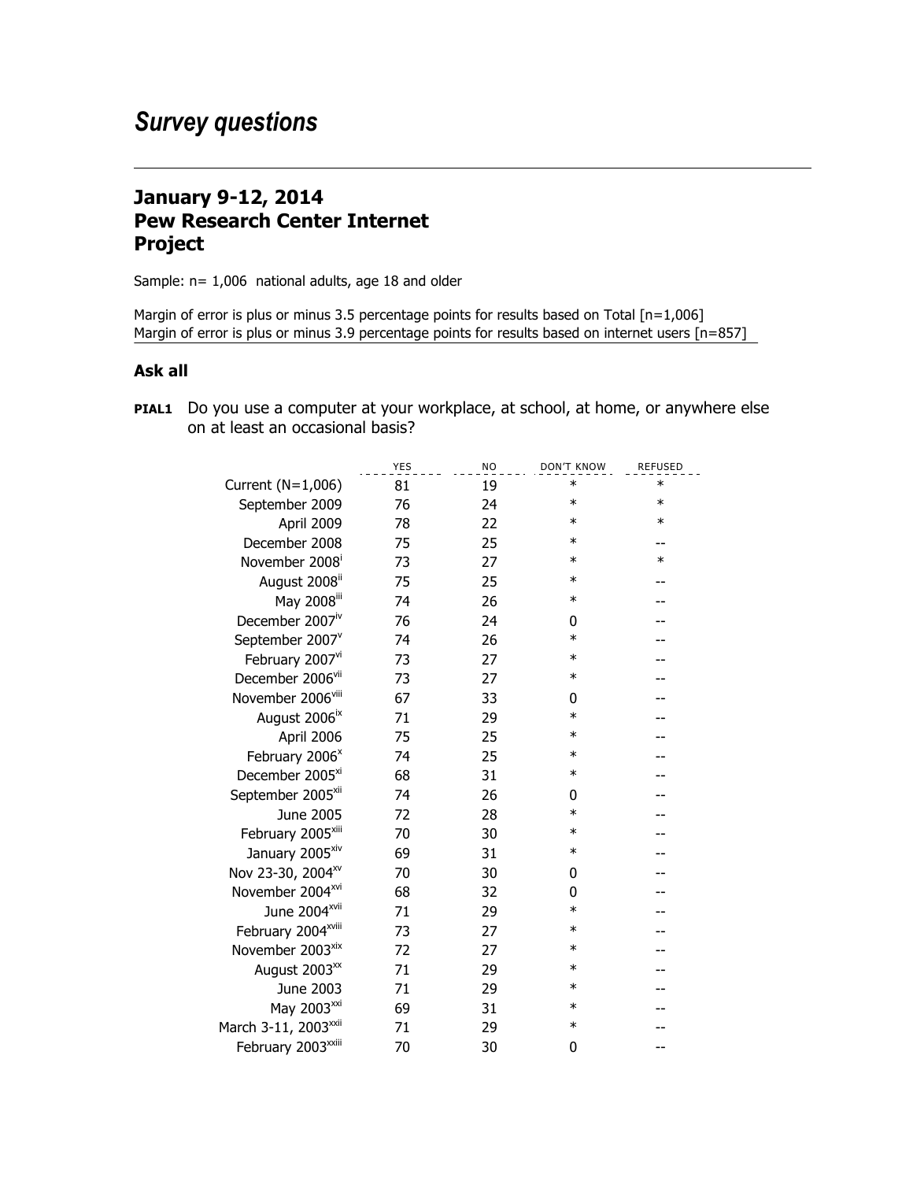# *Survey questions*

## January 9-12, 2014
## Pew Research Center Internet Project

Sample: n= 1,006 national adults, age 18 and older

Margin of error is plus or minus 3.5 percentage points for results based on Total [n=1,006]
Margin of error is plus or minus 3.9 percentage points for results based on internet users [n=857]

### Ask all

**PIAL1** Do you use a computer at your workplace, at school, at home, or anywhere else on at least an occasional basis?

| | YES | NO | DON'T KNOW | REFUSED |
|---|---|---|---|---|
| Current (N=1,006) | 81 | 19 | * | * |
| September 2009 | 76 | 24 | * | * |
| April 2009 | 78 | 22 | * | * |
| December 2008 | 75 | 25 | * | -- |
| November 2008[i] | 73 | 27 | * | * |
| August 2008[ii] | 75 | 25 | * | -- |
| May 2008[iii] | 74 | 26 | * | -- |
| December 2007[iv] | 76 | 24 | 0 | -- |
| September 2007[v] | 74 | 26 | * | -- |
| February 2007[vi] | 73 | 27 | * | -- |
| December 2006[vii] | 73 | 27 | * | -- |
| November 2006[viii] | 67 | 33 | 0 | -- |
| August 2006[ix] | 71 | 29 | * | -- |
| April 2006 | 75 | 25 | * | -- |
| February 2006[x] | 74 | 25 | * | -- |
| December 2005[xi] | 68 | 31 | * | -- |
| September 2005[xii] | 74 | 26 | 0 | -- |
| June 2005 | 72 | 28 | * | -- |
| February 2005[xiii] | 70 | 30 | * | -- |
| January 2005[xiv] | 69 | 31 | * | -- |
| Nov 23-30, 2004[xv] | 70 | 30 | 0 | -- |
| November 2004[xvi] | 68 | 32 | 0 | -- |
| June 2004[xvii] | 71 | 29 | * | -- |
| February 2004[xviii] | 73 | 27 | * | -- |
| November 2003[xix] | 72 | 27 | * | -- |
| August 2003[xx] | 71 | 29 | * | -- |
| June 2003 | 71 | 29 | * | -- |
| May 2003[xxi] | 69 | 31 | * | -- |
| March 3-11, 2003[xxii] | 71 | 29 | * | -- |
| February 2003[xxiii] | 70 | 30 | 0 | -- |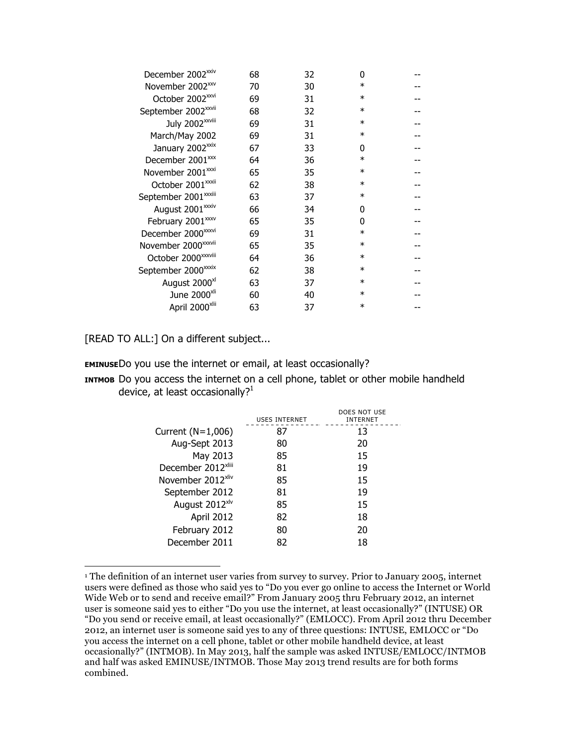| | | | | |
|---|---|---|---|---|
| December 2002[xxiv] | 68 | 32 | 0 | -- |
| November 2002[xxv] | 70 | 30 | * | -- |
| October 2002[xxvi] | 69 | 31 | * | -- |
| September 2002[xxvii] | 68 | 32 | * | -- |
| July 2002[xxviii] | 69 | 31 | * | -- |
| March/May 2002 | 69 | 31 | * | -- |
| January 2002[xxix] | 67 | 33 | 0 | -- |
| December 2001[xxx] | 64 | 36 | * | -- |
| November 2001[xxxi] | 65 | 35 | * | -- |
| October 2001[xxxii] | 62 | 38 | * | -- |
| September 2001[xxxiii] | 63 | 37 | * | -- |
| August 2001[xxxiv] | 66 | 34 | 0 | -- |
| February 2001[xxxv] | 65 | 35 | 0 | -- |
| December 2000[xxxvi] | 69 | 31 | * | -- |
| November 2000[xxxvii] | 65 | 35 | * | -- |
| October 2000[xxxviii] | 64 | 36 | * | -- |
| September 2000[xxxix] | 62 | 38 | * | -- |
| August 2000[xl] | 63 | 37 | * | -- |
| June 2000[xli] | 60 | 40 | * | -- |
| April 2000[xlii] | 63 | 37 | * | -- |

[READ TO ALL:] On a different subject...

**EMINUSE** Do you use the internet or email, at least occasionally?

**INTMOB** Do you access the internet on a cell phone, tablet or other mobile handheld device, at least occasionally?[1]

| | USES INTERNET | DOES NOT USE INTERNET |
|---|---|---|
| Current (N=1,006) | 87 | 13 |
| Aug-Sept 2013 | 80 | 20 |
| May 2013 | 85 | 15 |
| December 2012[xliii] | 81 | 19 |
| November 2012[xliv] | 85 | 15 |
| September 2012 | 81 | 19 |
| August 2012[xlv] | 85 | 15 |
| April 2012 | 82 | 18 |
| February 2012 | 80 | 20 |
| December 2011 | 82 | 18 |

[1] The definition of an internet user varies from survey to survey. Prior to January 2005, internet users were defined as those who said yes to "Do you ever go online to access the Internet or World Wide Web or to send and receive email?" From January 2005 thru February 2012, an internet user is someone said yes to either "Do you use the internet, at least occasionally?" (INTUSE) OR "Do you send or receive email, at least occasionally?" (EMLOCC). From April 2012 thru December 2012, an internet user is someone said yes to any of three questions: INTUSE, EMLOCC or "Do you access the internet on a cell phone, tablet or other mobile handheld device, at least occasionally?" (INTMOB). In May 2013, half the sample was asked INTUSE/EMLOCC/INTMOB and half was asked EMINUSE/INTMOB. Those May 2013 trend results are for both forms combined.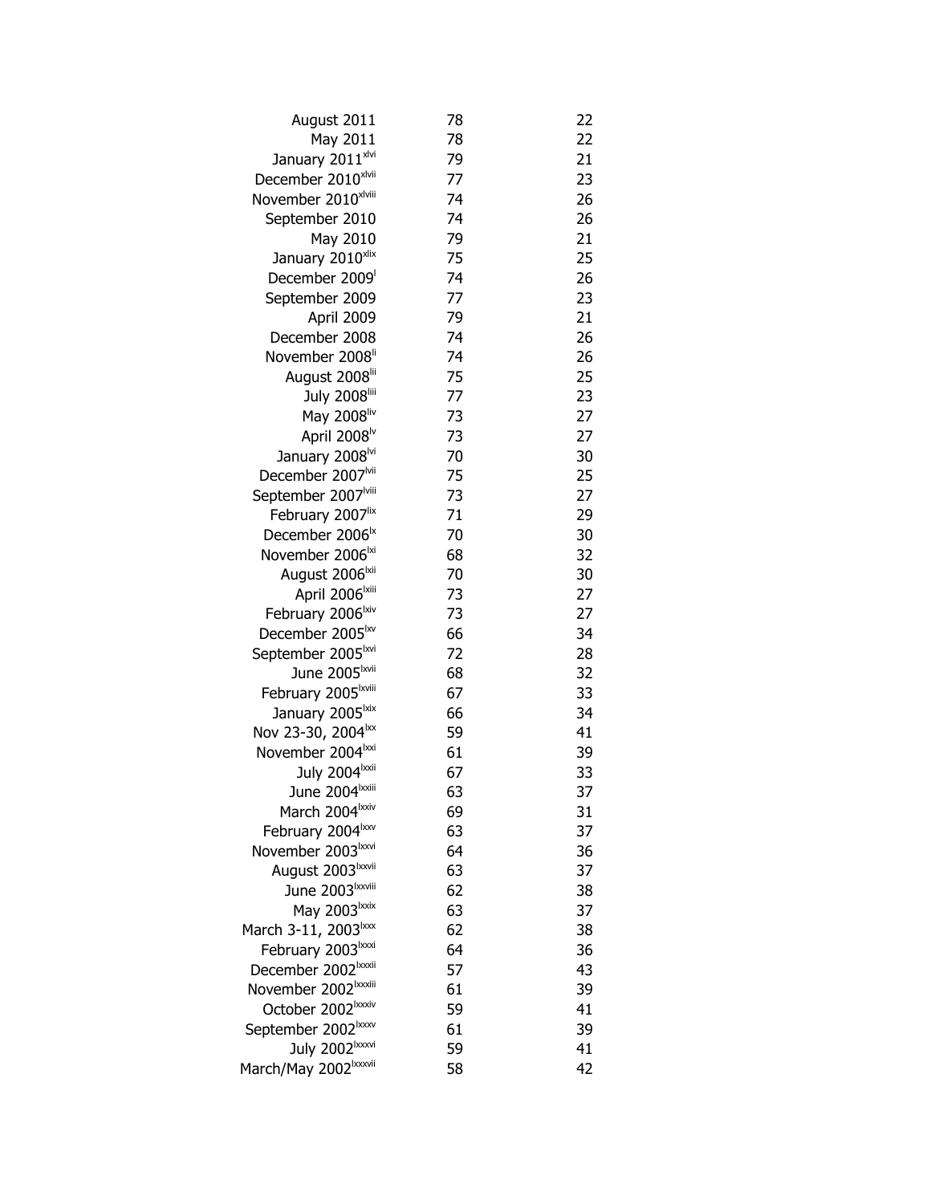| | | |
|---|---|---|
| August 2011 | 78 | 22 |
| May 2011 | 78 | 22 |
| January 2011[xlvi] | 79 | 21 |
| December 2010[xlvii] | 77 | 23 |
| November 2010[xlviii] | 74 | 26 |
| September 2010 | 74 | 26 |
| May 2010 | 79 | 21 |
| January 2010[xlix] | 75 | 25 |
| December 2009[l] | 74 | 26 |
| September 2009 | 77 | 23 |
| April 2009 | 79 | 21 |
| December 2008 | 74 | 26 |
| November 2008[li] | 74 | 26 |
| August 2008[lii] | 75 | 25 |
| July 2008[liii] | 77 | 23 |
| May 2008[liv] | 73 | 27 |
| April 2008[lv] | 73 | 27 |
| January 2008[lvi] | 70 | 30 |
| December 2007[lvii] | 75 | 25 |
| September 2007[lviii] | 73 | 27 |
| February 2007[lix] | 71 | 29 |
| December 2006[lx] | 70 | 30 |
| November 2006[lxi] | 68 | 32 |
| August 2006[lxii] | 70 | 30 |
| April 2006[lxiii] | 73 | 27 |
| February 2006[lxiv] | 73 | 27 |
| December 2005[lxv] | 66 | 34 |
| September 2005[lxvi] | 72 | 28 |
| June 2005[lxvii] | 68 | 32 |
| February 2005[lxviii] | 67 | 33 |
| January 2005[lxix] | 66 | 34 |
| Nov 23-30, 2004[lxx] | 59 | 41 |
| November 2004[lxxi] | 61 | 39 |
| July 2004[lxxii] | 67 | 33 |
| June 2004[lxxiii] | 63 | 37 |
| March 2004[lxxiv] | 69 | 31 |
| February 2004[lxxv] | 63 | 37 |
| November 2003[lxxvi] | 64 | 36 |
| August 2003[lxxvii] | 63 | 37 |
| June 2003[lxxviii] | 62 | 38 |
| May 2003[lxxix] | 63 | 37 |
| March 3-11, 2003[lxxx] | 62 | 38 |
| February 2003[lxxxi] | 64 | 36 |
| December 2002[lxxxii] | 57 | 43 |
| November 2002[lxxxiii] | 61 | 39 |
| October 2002[lxxxiv] | 59 | 41 |
| September 2002[lxxxv] | 61 | 39 |
| July 2002[lxxxvi] | 59 | 41 |
| March/May 2002[lxxxvii] | 58 | 42 |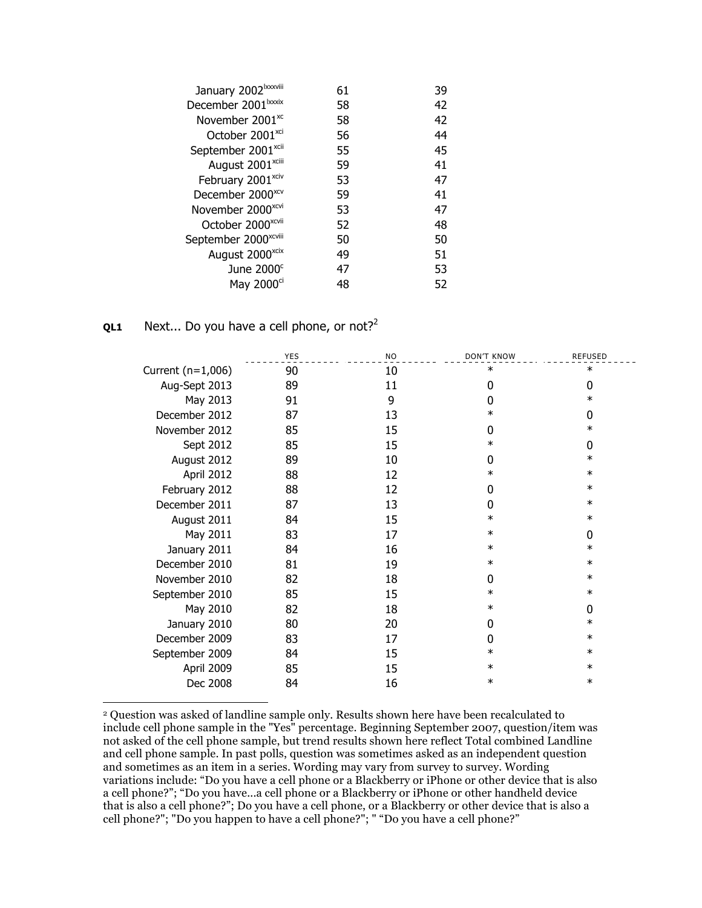| | | |
|---|---|---|
| January 2002[lxxxviii] | 61 | 39 |
| December 2001[lxxxix] | 58 | 42 |
| November 2001[xc] | 58 | 42 |
| October 2001[xci] | 56 | 44 |
| September 2001[xcii] | 55 | 45 |
| August 2001[xciii] | 59 | 41 |
| February 2001[xciv] | 53 | 47 |
| December 2000[xcv] | 59 | 41 |
| November 2000[xcvi] | 53 | 47 |
| October 2000[xcvii] | 52 | 48 |
| September 2000[xcviii] | 50 | 50 |
| August 2000[xcix] | 49 | 51 |
| June 2000[c] | 47 | 53 |
| May 2000[ci] | 48 | 52 |

**QL1** Next... Do you have a cell phone, or not?[2]

| | YES | NO | DON'T KNOW | REFUSED |
|---|---|---|---|---|
| Current (n=1,006) | 90 | 10 | * | * |
| Aug-Sept 2013 | 89 | 11 | 0 | 0 |
| May 2013 | 91 | 9 | 0 | * |
| December 2012 | 87 | 13 | * | 0 |
| November 2012 | 85 | 15 | 0 | * |
| Sept 2012 | 85 | 15 | * | 0 |
| August 2012 | 89 | 10 | 0 | * |
| April 2012 | 88 | 12 | * | * |
| February 2012 | 88 | 12 | 0 | * |
| December 2011 | 87 | 13 | 0 | * |
| August 2011 | 84 | 15 | * | * |
| May 2011 | 83 | 17 | * | 0 |
| January 2011 | 84 | 16 | * | * |
| December 2010 | 81 | 19 | * | * |
| November 2010 | 82 | 18 | 0 | * |
| September 2010 | 85 | 15 | * | * |
| May 2010 | 82 | 18 | * | 0 |
| January 2010 | 80 | 20 | 0 | * |
| December 2009 | 83 | 17 | 0 | * |
| September 2009 | 84 | 15 | * | * |
| April 2009 | 85 | 15 | * | * |
| Dec 2008 | 84 | 16 | * | * |

[2] Question was asked of landline sample only. Results shown here have been recalculated to include cell phone sample in the "Yes" percentage. Beginning September 2007, question/item was not asked of the cell phone sample, but trend results shown here reflect Total combined Landline and cell phone sample. In past polls, question was sometimes asked as an independent question and sometimes as an item in a series. Wording may vary from survey to survey. Wording variations include: "Do you have a cell phone or a Blackberry or iPhone or other device that is also a cell phone?"; "Do you have...a cell phone or a Blackberry or iPhone or other handheld device that is also a cell phone?"; Do you have a cell phone, or a Blackberry or other device that is also a cell phone?"; "Do you happen to have a cell phone?"; " "Do you have a cell phone?"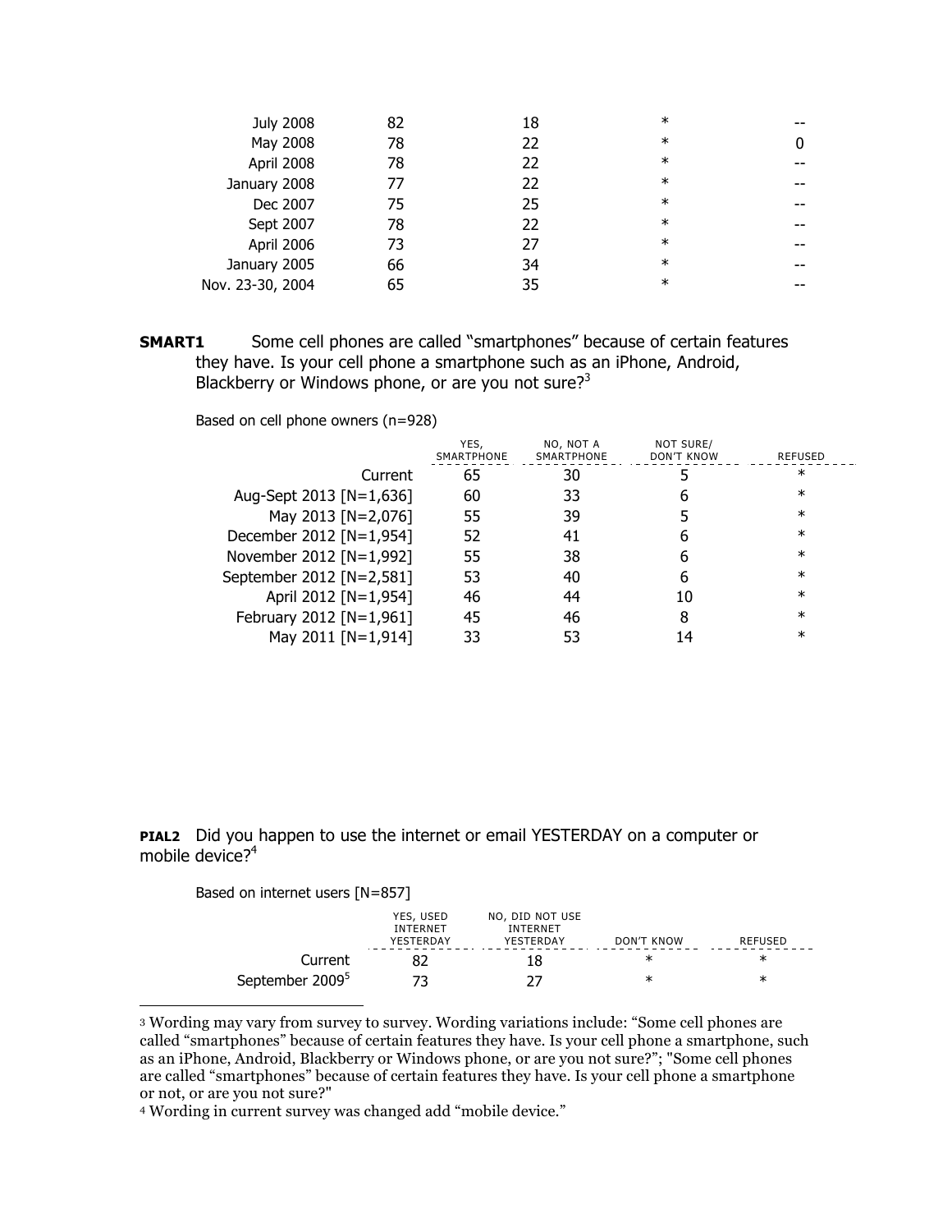| | | | | |
|---|---|---|---|---|
| July 2008 | 82 | 18 | * | -- |
| May 2008 | 78 | 22 | * | 0 |
| April 2008 | 78 | 22 | * | -- |
| January 2008 | 77 | 22 | * | -- |
| Dec 2007 | 75 | 25 | * | -- |
| Sept 2007 | 78 | 22 | * | -- |
| April 2006 | 73 | 27 | * | -- |
| January 2005 | 66 | 34 | * | -- |
| Nov. 23-30, 2004 | 65 | 35 | * | -- |

**SMART1** Some cell phones are called "smartphones" because of certain features they have. Is your cell phone a smartphone such as an iPhone, Android, Blackberry or Windows phone, or are you not sure?[3]

Based on cell phone owners (n=928)

| | YES, SMARTPHONE | NO, NOT A SMARTPHONE | NOT SURE/ DON'T KNOW | REFUSED |
|---|---|---|---|---|
| Current | 65 | 30 | 5 | * |
| Aug-Sept 2013 [N=1,636] | 60 | 33 | 6 | * |
| May 2013 [N=2,076] | 55 | 39 | 5 | * |
| December 2012 [N=1,954] | 52 | 41 | 6 | * |
| November 2012 [N=1,992] | 55 | 38 | 6 | * |
| September 2012 [N=2,581] | 53 | 40 | 6 | * |
| April 2012 [N=1,954] | 46 | 44 | 10 | * |
| February 2012 [N=1,961] | 45 | 46 | 8 | * |
| May 2011 [N=1,914] | 33 | 53 | 14 | * |

**PIAL2** Did you happen to use the internet or email YESTERDAY on a computer or mobile device?[4]

Based on internet users [N=857]

| | YES, USED INTERNET YESTERDAY | NO, DID NOT USE INTERNET YESTERDAY | DON'T KNOW | REFUSED |
|---|---|---|---|---|
| Current | 82 | 18 | * | * |
| September 2009[5] | 73 | 27 | * | * |

---

[3] Wording may vary from survey to survey. Wording variations include: "Some cell phones are called "smartphones" because of certain features they have. Is your cell phone a smartphone, such as an iPhone, Android, Blackberry or Windows phone, or are you not sure?"; "Some cell phones are called "smartphones" because of certain features they have. Is your cell phone a smartphone or not, or are you not sure?"

[4] Wording in current survey was changed add "mobile device."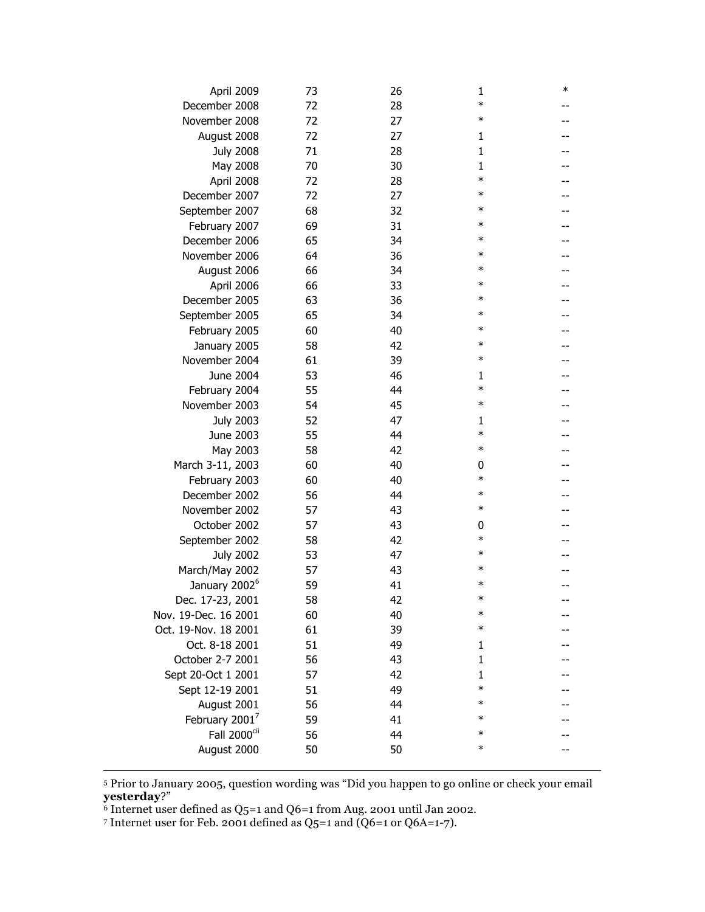| | | | | |
|---|---|---|---|---|
| April 2009 | 73 | 26 | 1 | * |
| December 2008 | 72 | 28 | * | -- |
| November 2008 | 72 | 27 | * | -- |
| August 2008 | 72 | 27 | 1 | -- |
| July 2008 | 71 | 28 | 1 | -- |
| May 2008 | 70 | 30 | 1 | -- |
| April 2008 | 72 | 28 | * | -- |
| December 2007 | 72 | 27 | * | -- |
| September 2007 | 68 | 32 | * | -- |
| February 2007 | 69 | 31 | * | -- |
| December 2006 | 65 | 34 | * | -- |
| November 2006 | 64 | 36 | * | -- |
| August 2006 | 66 | 34 | * | -- |
| April 2006 | 66 | 33 | * | -- |
| December 2005 | 63 | 36 | * | -- |
| September 2005 | 65 | 34 | * | -- |
| February 2005 | 60 | 40 | * | -- |
| January 2005 | 58 | 42 | * | -- |
| November 2004 | 61 | 39 | * | -- |
| June 2004 | 53 | 46 | 1 | -- |
| February 2004 | 55 | 44 | * | -- |
| November 2003 | 54 | 45 | * | -- |
| July 2003 | 52 | 47 | 1 | -- |
| June 2003 | 55 | 44 | * | -- |
| May 2003 | 58 | 42 | * | -- |
| March 3-11, 2003 | 60 | 40 | 0 | -- |
| February 2003 | 60 | 40 | * | -- |
| December 2002 | 56 | 44 | * | -- |
| November 2002 | 57 | 43 | * | -- |
| October 2002 | 57 | 43 | 0 | -- |
| September 2002 | 58 | 42 | * | -- |
| July 2002 | 53 | 47 | * | -- |
| March/May 2002 | 57 | 43 | * | -- |
| January 2002[6] | 59 | 41 | * | -- |
| Dec. 17-23, 2001 | 58 | 42 | * | -- |
| Nov. 19-Dec. 16 2001 | 60 | 40 | * | -- |
| Oct. 19-Nov. 18 2001 | 61 | 39 | * | -- |
| Oct. 8-18 2001 | 51 | 49 | 1 | -- |
| October 2-7 2001 | 56 | 43 | 1 | -- |
| Sept 20-Oct 1 2001 | 57 | 42 | 1 | -- |
| Sept 12-19 2001 | 51 | 49 | * | -- |
| August 2001 | 56 | 44 | * | -- |
| February 2001[7] | 59 | 41 | * | -- |
| Fall 2000[cii] | 56 | 44 | * | -- |
| August 2000 | 50 | 50 | * | -- |

---

[5] Prior to January 2005, question wording was "Did you happen to go online or check your email **yesterday**?"

[6] Internet user defined as Q5=1 and Q6=1 from Aug. 2001 until Jan 2002.

[7] Internet user for Feb. 2001 defined as Q5=1 and (Q6=1 or Q6A=1-7).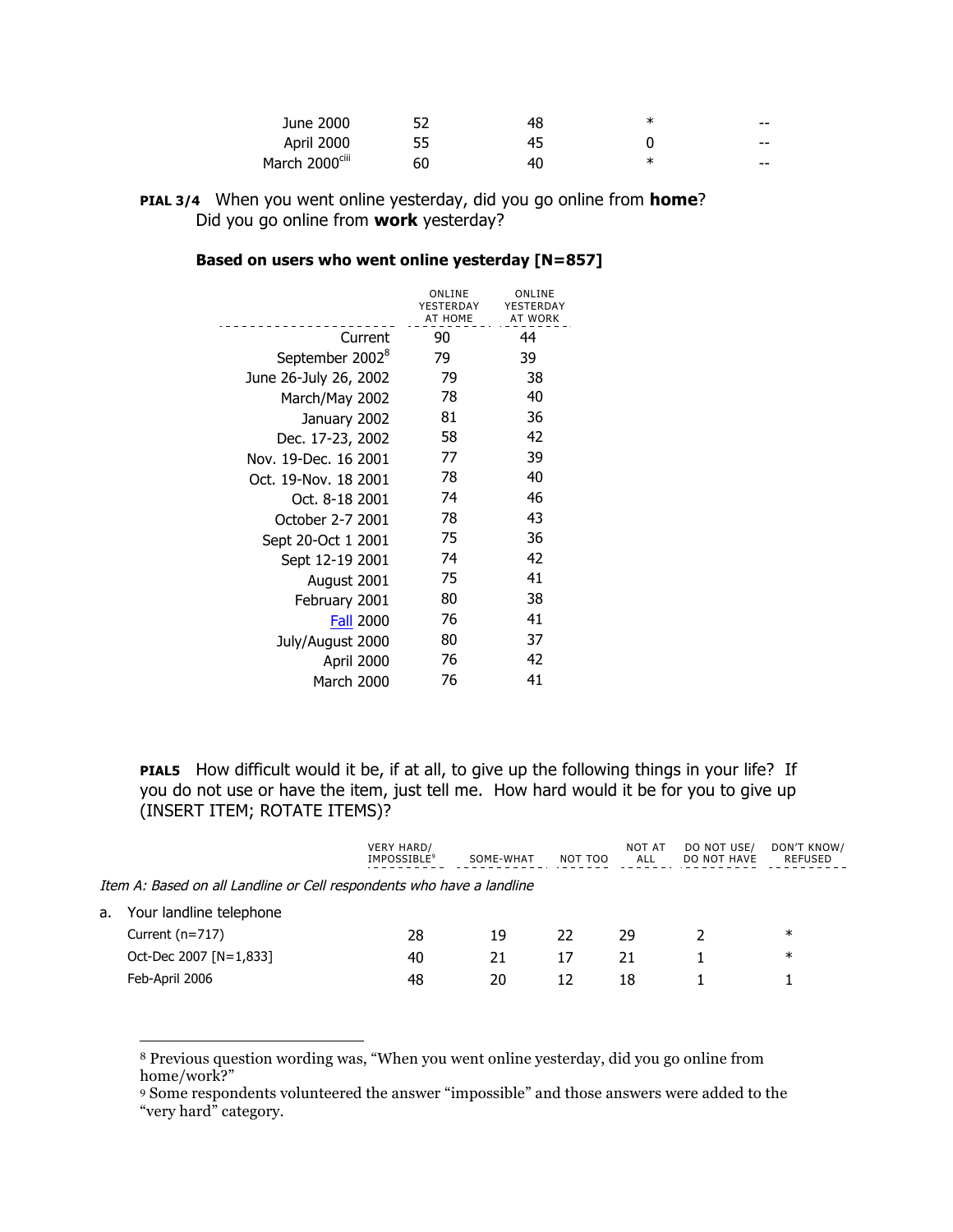| | | | | |
|---|---|---|---|---|
| June 2000 | 52 | 48 | * | -- |
| April 2000 | 55 | 45 | 0 | -- |
| March 2000[ciii] | 60 | 40 | * | -- |

**PIAL 3/4** When you went online yesterday, did you go online from **home**? Did you go online from **work** yesterday?

**Based on users who went online yesterday [N=857]**

| | ONLINE YESTERDAY AT HOME | ONLINE YESTERDAY AT WORK |
|---|---|---|
| Current | 90 | 44 |
| September 2002[8] | 79 | 39 |
| June 26-July 26, 2002 | 79 | 38 |
| March/May 2002 | 78 | 40 |
| January 2002 | 81 | 36 |
| Dec. 17-23, 2002 | 58 | 42 |
| Nov. 19-Dec. 16 2001 | 77 | 39 |
| Oct. 19-Nov. 18 2001 | 78 | 40 |
| Oct. 8-18 2001 | 74 | 46 |
| October 2-7 2001 | 78 | 43 |
| Sept 20-Oct 1 2001 | 75 | 36 |
| Sept 12-19 2001 | 74 | 42 |
| August 2001 | 75 | 41 |
| February 2001 | 80 | 38 |
| Fall 2000 | 76 | 41 |
| July/August 2000 | 80 | 37 |
| April 2000 | 76 | 42 |
| March 2000 | 76 | 41 |

**PIAL5** How difficult would it be, if at all, to give up the following things in your life? If you do not use or have the item, just tell me. How hard would it be for you to give up (INSERT ITEM; ROTATE ITEMS)?

| | VERY HARD/ IMPOSSIBLE[9] | SOME-WHAT | NOT TOO | NOT AT ALL | DO NOT USE/ DO NOT HAVE | DON'T KNOW/ REFUSED |
|---|---|---|---|---|---|---|
| *Item A: Based on all Landline or Cell respondents who have a landline* | | | | | | |
| a. Your landline telephone | | | | | | |
| Current (n=717) | 28 | 19 | 22 | 29 | 2 | * |
| Oct-Dec 2007 [N=1,833] | 40 | 21 | 17 | 21 | 1 | * |
| Feb-April 2006 | 48 | 20 | 12 | 18 | 1 | 1 |

[8] Previous question wording was, "When you went online yesterday, did you go online from home/work?"

[9] Some respondents volunteered the answer "impossible" and those answers were added to the "very hard" category.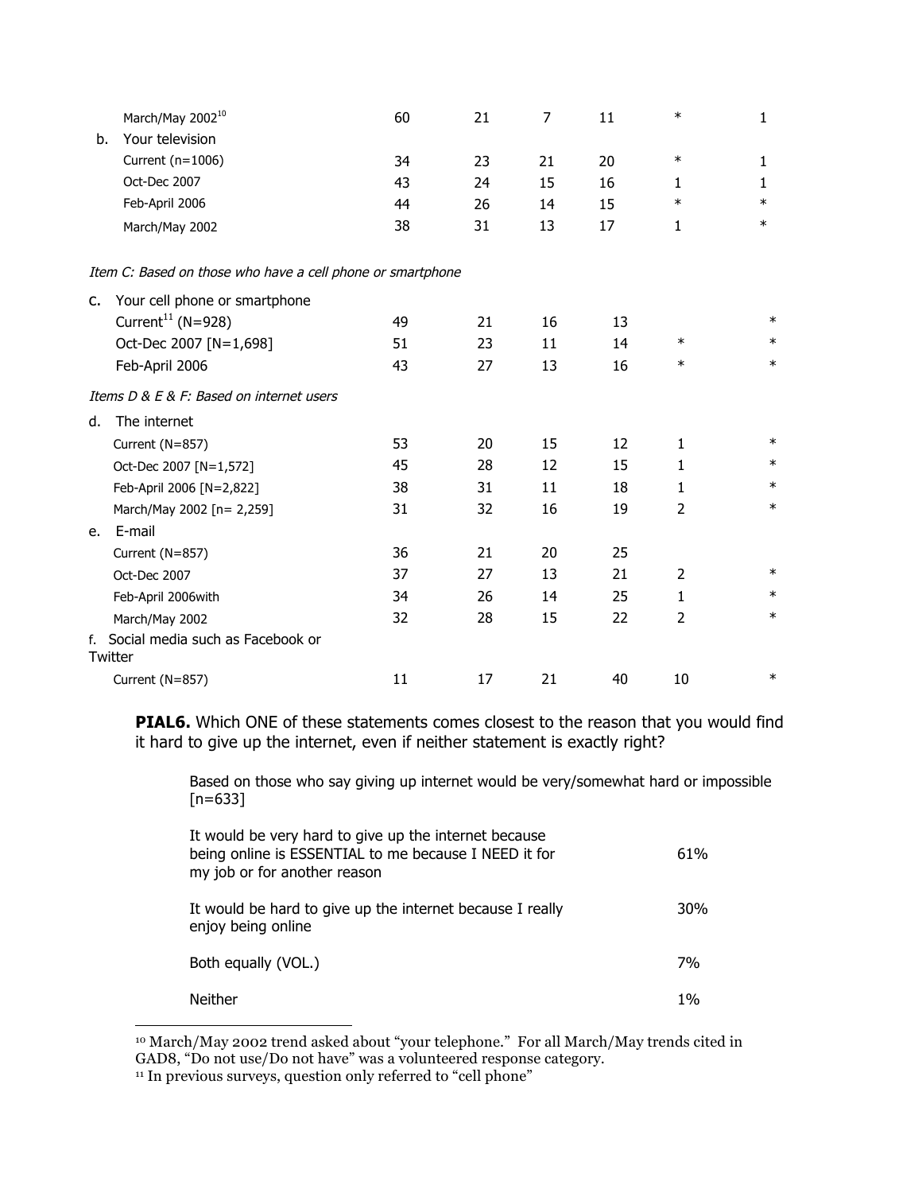| | | | | | | |
|---|---|---|---|---|---|---|
| March/May 2002[10] | 60 | 21 | 7 | 11 | * | 1 |
| b. Your television | | | | | | |
| Current (n=1006) | 34 | 23 | 21 | 20 | * | 1 |
| Oct-Dec 2007 | 43 | 24 | 15 | 16 | 1 | 1 |
| Feb-April 2006 | 44 | 26 | 14 | 15 | * | * |
| March/May 2002 | 38 | 31 | 13 | 17 | 1 | * |
| *Item C: Based on those who have a cell phone or smartphone* | | | | | | |
| c. Your cell phone or smartphone | | | | | | |
| Current[11] (N=928) | 49 | 21 | 16 | 13 | | * |
| Oct-Dec 2007 [N=1,698] | 51 | 23 | 11 | 14 | * | * |
| Feb-April 2006 | 43 | 27 | 13 | 16 | * | * |
| *Items D & E & F: Based on internet users* | | | | | | |
| d. The internet | | | | | | |
| Current (N=857) | 53 | 20 | 15 | 12 | 1 | * |
| Oct-Dec 2007 [N=1,572] | 45 | 28 | 12 | 15 | 1 | * |
| Feb-April 2006 [N=2,822] | 38 | 31 | 11 | 18 | 1 | * |
| March/May 2002 [n= 2,259] | 31 | 32 | 16 | 19 | 2 | * |
| e. E-mail | | | | | | |
| Current (N=857) | 36 | 21 | 20 | 25 | | |
| Oct-Dec 2007 | 37 | 27 | 13 | 21 | 2 | * |
| Feb-April 2006with | 34 | 26 | 14 | 25 | 1 | * |
| March/May 2002 | 32 | 28 | 15 | 22 | 2 | * |
| f. Social media such as Facebook or Twitter | | | | | | |
| Current (N=857) | 11 | 17 | 21 | 40 | 10 | * |

**PIAL6.** Which ONE of these statements comes closest to the reason that you would find it hard to give up the internet, even if neither statement is exactly right?

Based on those who say giving up internet would be very/somewhat hard or impossible [n=633]

| | |
|---|---|
| It would be very hard to give up the internet because being online is ESSENTIAL to me because I NEED it for my job or for another reason | 61% |
| It would be hard to give up the internet because I really enjoy being online | 30% |
| Both equally (VOL.) | 7% |
| Neither | 1% |

[10] March/May 2002 trend asked about "your telephone." For all March/May trends cited in GAD8, "Do not use/Do not have" was a volunteered response category.

[11] In previous surveys, question only referred to "cell phone"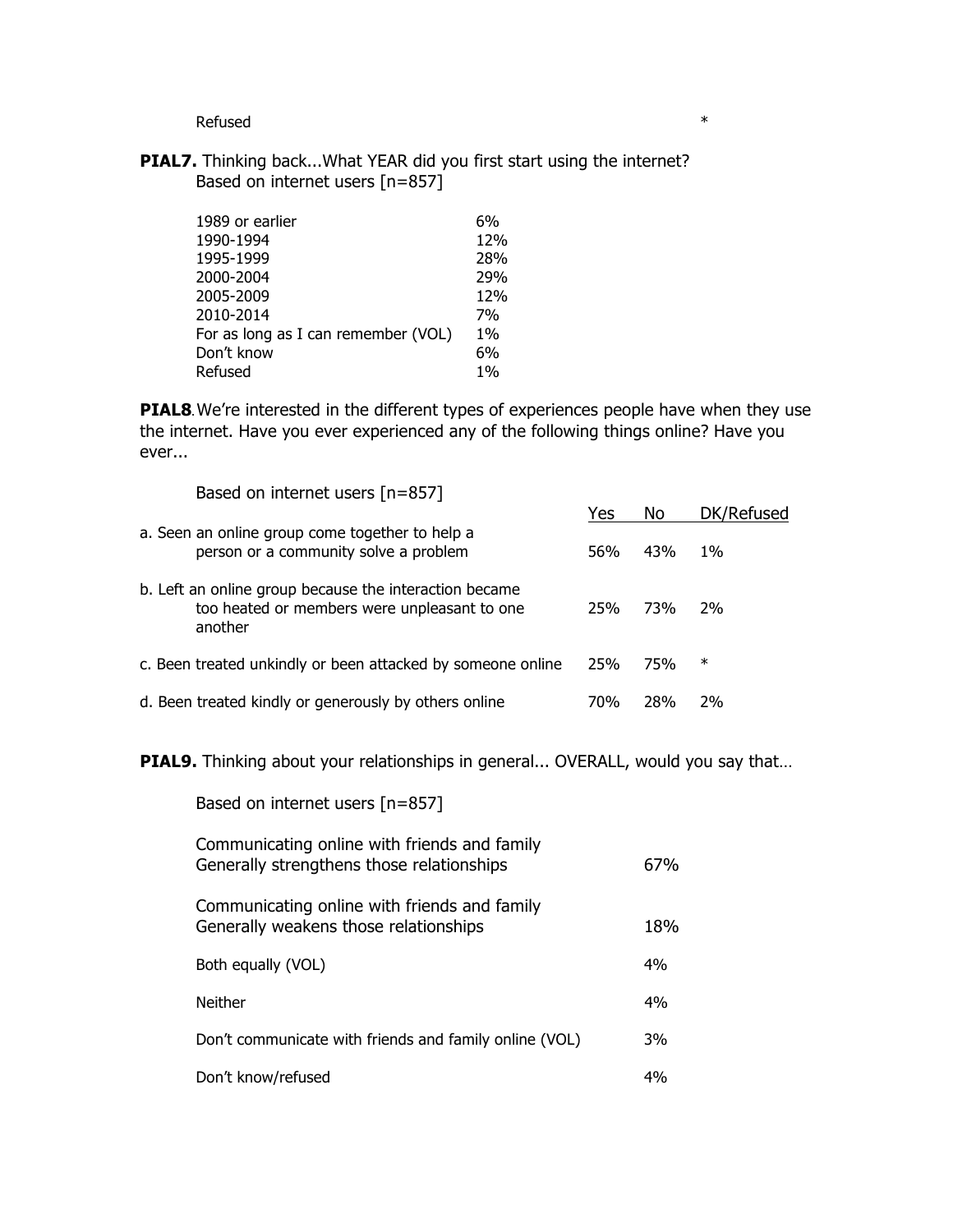| | |
|---|---|
| Refused | * |

**PIAL7.** Thinking back...What YEAR did you first start using the internet?
Based on internet users [n=857]

| | |
|---|---|
| 1989 or earlier | 6% |
| 1990-1994 | 12% |
| 1995-1999 | 28% |
| 2000-2004 | 29% |
| 2005-2009 | 12% |
| 2010-2014 | 7% |
| For as long as I can remember (VOL) | 1% |
| Don't know | 6% |
| Refused | 1% |

**PIAL8**. We're interested in the different types of experiences people have when they use the internet. Have you ever experienced any of the following things online? Have you ever...

Based on internet users [n=857]

| | Yes | No | DK/Refused |
|---|---|---|---|
| a. Seen an online group come together to help a person or a community solve a problem | 56% | 43% | 1% |
| b. Left an online group because the interaction became too heated or members were unpleasant to one another | 25% | 73% | 2% |
| c. Been treated unkindly or been attacked by someone online | 25% | 75% | * |
| d. Been treated kindly or generously by others online | 70% | 28% | 2% |

**PIAL9.** Thinking about your relationships in general... OVERALL, would you say that…

Based on internet users [n=857]

| | |
|---|---|
| Communicating online with friends and family Generally strengthens those relationships | 67% |
| Communicating online with friends and family Generally weakens those relationships | 18% |
| Both equally (VOL) | 4% |
| Neither | 4% |
| Don't communicate with friends and family online (VOL) | 3% |
| Don't know/refused | 4% |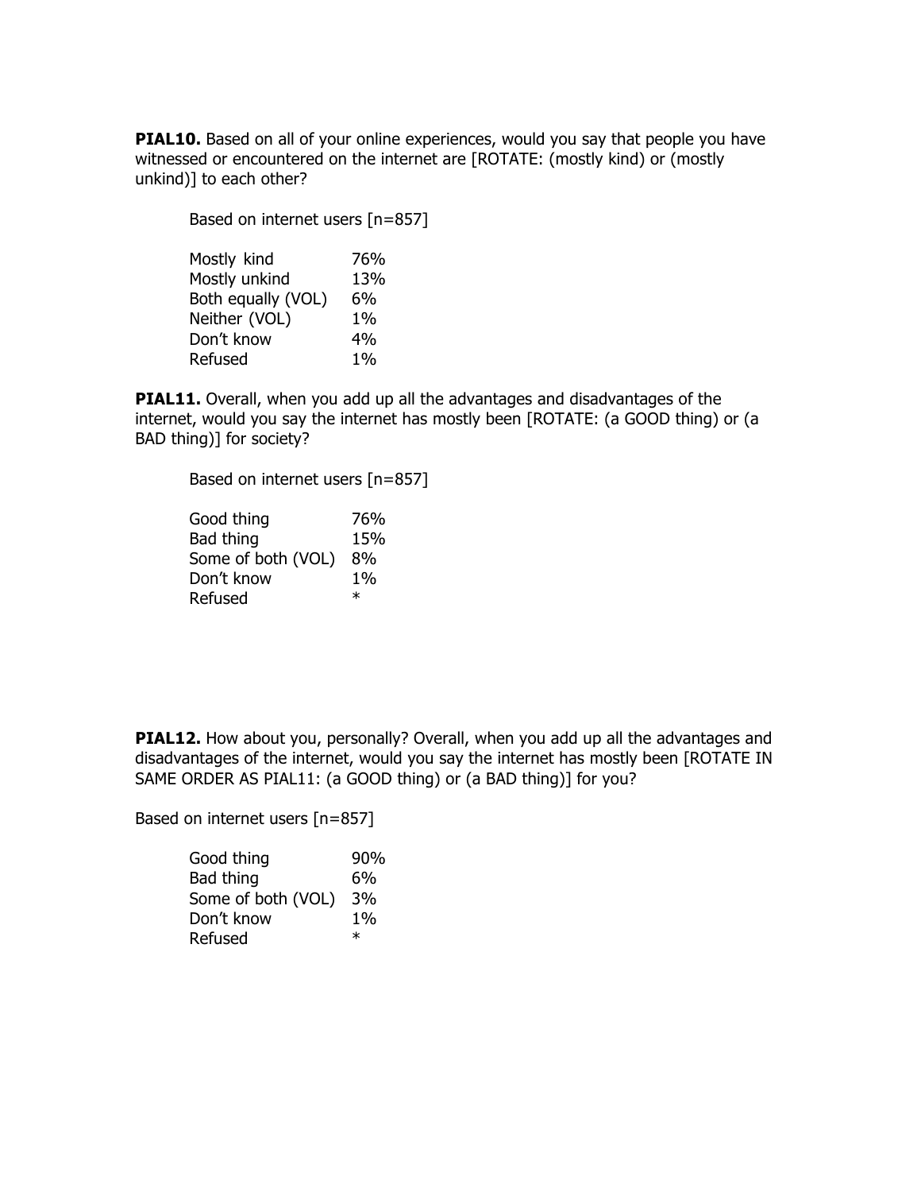**PIAL10.** Based on all of your online experiences, would you say that people you have witnessed or encountered on the internet are [ROTATE: (mostly kind) or (mostly unkind)] to each other?

Based on internet users [n=857]

| | |
|---|---|
| Mostly kind | 76% |
| Mostly unkind | 13% |
| Both equally (VOL) | 6% |
| Neither (VOL) | 1% |
| Don't know | 4% |
| Refused | 1% |

**PIAL11.** Overall, when you add up all the advantages and disadvantages of the internet, would you say the internet has mostly been [ROTATE: (a GOOD thing) or (a BAD thing)] for society?

Based on internet users [n=857]

| | |
|---|---|
| Good thing | 76% |
| Bad thing | 15% |
| Some of both (VOL) | 8% |
| Don't know | 1% |
| Refused | * |

**PIAL12.** How about you, personally? Overall, when you add up all the advantages and disadvantages of the internet, would you say the internet has mostly been [ROTATE IN SAME ORDER AS PIAL11: (a GOOD thing) or (a BAD thing)] for you?

Based on internet users [n=857]

| | |
|---|---|
| Good thing | 90% |
| Bad thing | 6% |
| Some of both (VOL) | 3% |
| Don't know | 1% |
| Refused | * |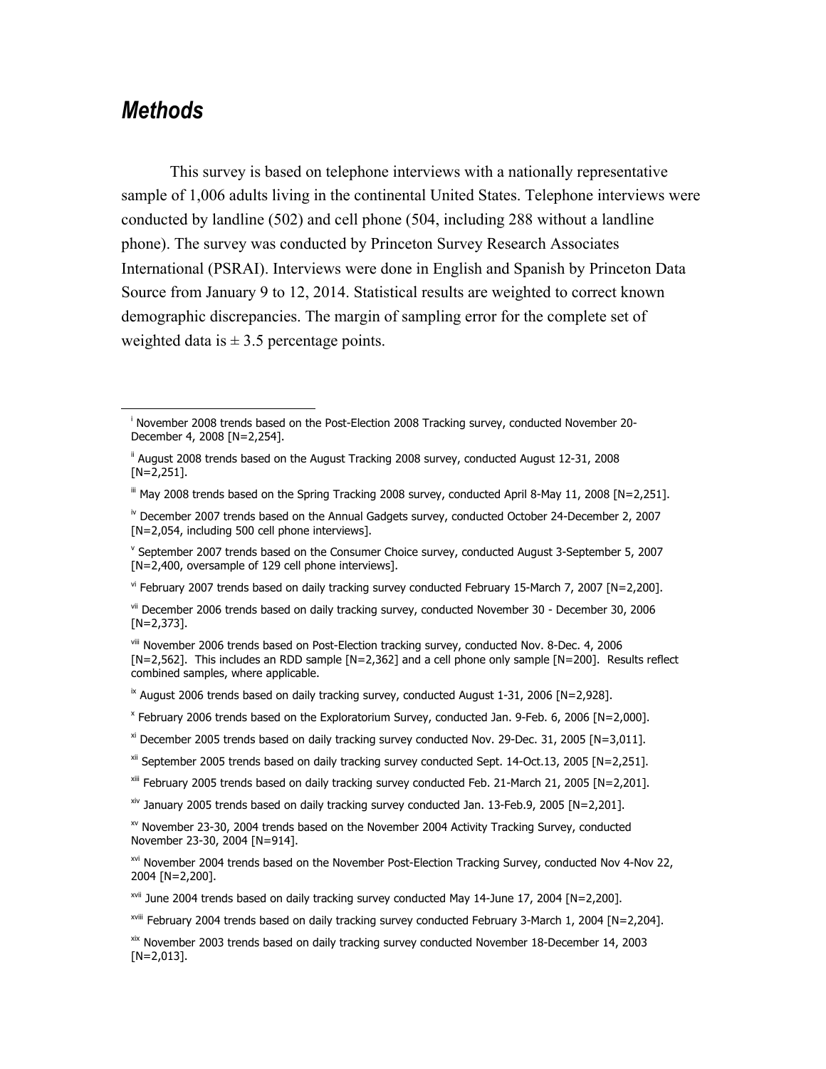# *Methods*

This survey is based on telephone interviews with a nationally representative sample of 1,006 adults living in the continental United States. Telephone interviews were conducted by landline (502) and cell phone (504, including 288 without a landline phone). The survey was conducted by Princeton Survey Research Associates International (PSRAI). Interviews were done in English and Spanish by Princeton Data Source from January 9 to 12, 2014. Statistical results are weighted to correct known demographic discrepancies. The margin of sampling error for the complete set of weighted data is ± 3.5 percentage points.

---

[i] November 2008 trends based on the Post-Election 2008 Tracking survey, conducted November 20-December 4, 2008 [N=2,254].

[ii] August 2008 trends based on the August Tracking 2008 survey, conducted August 12-31, 2008 [N=2,251].

[iii] May 2008 trends based on the Spring Tracking 2008 survey, conducted April 8-May 11, 2008 [N=2,251].

[iv] December 2007 trends based on the Annual Gadgets survey, conducted October 24-December 2, 2007 [N=2,054, including 500 cell phone interviews].

[v] September 2007 trends based on the Consumer Choice survey, conducted August 3-September 5, 2007 [N=2,400, oversample of 129 cell phone interviews].

[vi] February 2007 trends based on daily tracking survey conducted February 15-March 7, 2007 [N=2,200].

[vii] December 2006 trends based on daily tracking survey, conducted November 30 - December 30, 2006 [N=2,373].

[viii] November 2006 trends based on Post-Election tracking survey, conducted Nov. 8-Dec. 4, 2006 [N=2,562]. This includes an RDD sample [N=2,362] and a cell phone only sample [N=200]. Results reflect combined samples, where applicable.

[ix] August 2006 trends based on daily tracking survey, conducted August 1-31, 2006 [N=2,928].

[x] February 2006 trends based on the Exploratorium Survey, conducted Jan. 9-Feb. 6, 2006 [N=2,000].

[xi] December 2005 trends based on daily tracking survey conducted Nov. 29-Dec. 31, 2005 [N=3,011].

[xii] September 2005 trends based on daily tracking survey conducted Sept. 14-Oct.13, 2005 [N=2,251].

[xiii] February 2005 trends based on daily tracking survey conducted Feb. 21-March 21, 2005 [N=2,201].

[xiv] January 2005 trends based on daily tracking survey conducted Jan. 13-Feb.9, 2005 [N=2,201].

[xv] November 23-30, 2004 trends based on the November 2004 Activity Tracking Survey, conducted November 23-30, 2004 [N=914].

[xvi] November 2004 trends based on the November Post-Election Tracking Survey, conducted Nov 4-Nov 22, 2004 [N=2,200].

[xvii] June 2004 trends based on daily tracking survey conducted May 14-June 17, 2004 [N=2,200].

[xviii] February 2004 trends based on daily tracking survey conducted February 3-March 1, 2004 [N=2,204].

[xix] November 2003 trends based on daily tracking survey conducted November 18-December 14, 2003 [N=2,013].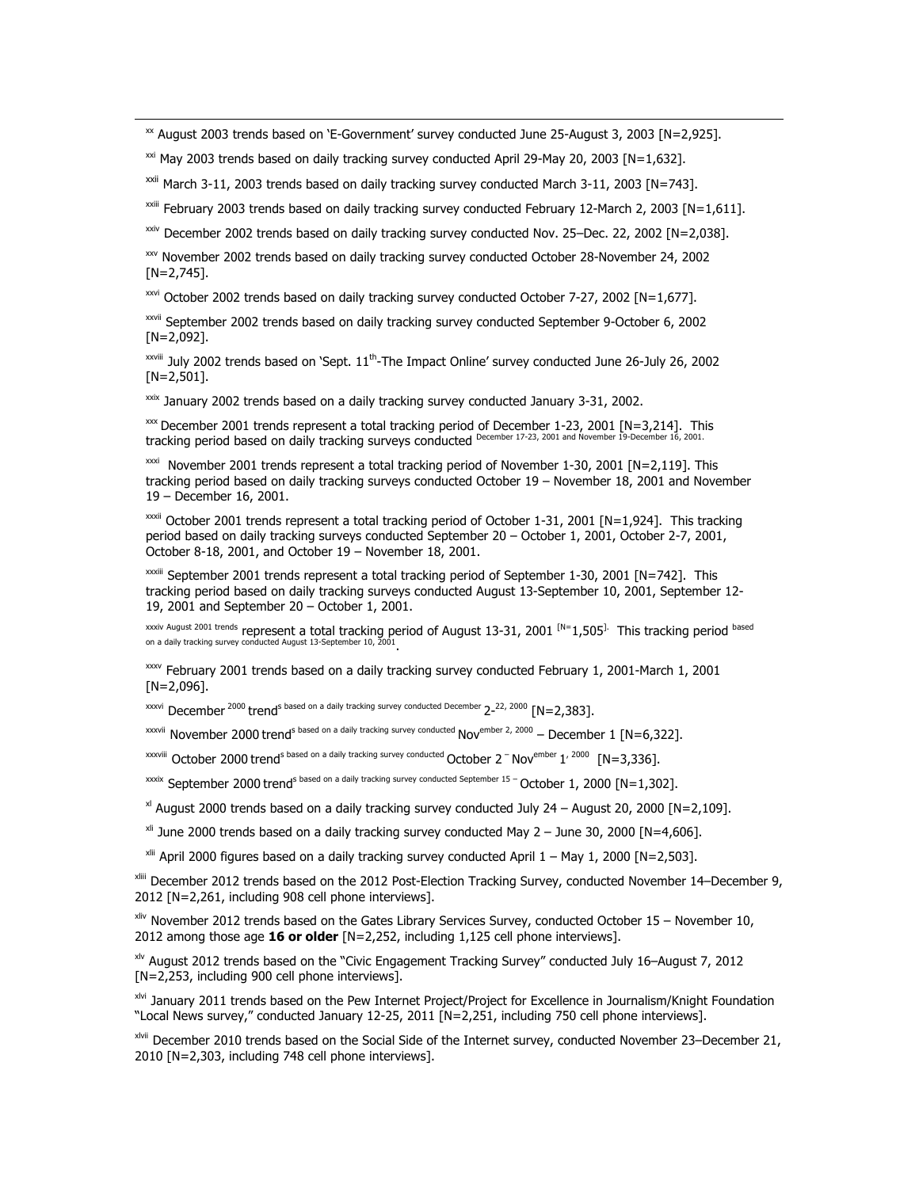[xx] August 2003 trends based on 'E-Government' survey conducted June 25-August 3, 2003 [N=2,925].

[xxi] May 2003 trends based on daily tracking survey conducted April 29-May 20, 2003 [N=1,632].

[xxii] March 3-11, 2003 trends based on daily tracking survey conducted March 3-11, 2003 [N=743].

[xxiii] February 2003 trends based on daily tracking survey conducted February 12-March 2, 2003 [N=1,611].

[xxiv] December 2002 trends based on daily tracking survey conducted Nov. 25–Dec. 22, 2002 [N=2,038].

[xxv] November 2002 trends based on daily tracking survey conducted October 28-November 24, 2002 [N=2,745].

[xxvi] October 2002 trends based on daily tracking survey conducted October 7-27, 2002 [N=1,677].

[xxvii] September 2002 trends based on daily tracking survey conducted September 9-October 6, 2002 [N=2,092].

[xxviii] July 2002 trends based on 'Sept. 11th-The Impact Online' survey conducted June 26-July 26, 2002 [N=2,501].

[xxix] January 2002 trends based on a daily tracking survey conducted January 3-31, 2002.

[xxx] December 2001 trends represent a total tracking period of December 1-23, 2001 [N=3,214]. This tracking period based on daily tracking surveys conducted December 17-23, 2001 and November 19-December 16, 2001.

[xxxi] November 2001 trends represent a total tracking period of November 1-30, 2001 [N=2,119]. This tracking period based on daily tracking surveys conducted October 19 – November 18, 2001 and November 19 – December 16, 2001.

[xxxii] October 2001 trends represent a total tracking period of October 1-31, 2001 [N=1,924]. This tracking period based on daily tracking surveys conducted September 20 – October 1, 2001, October 2-7, 2001, October 8-18, 2001, and October 19 – November 18, 2001.

[xxxiii] September 2001 trends represent a total tracking period of September 1-30, 2001 [N=742]. This tracking period based on daily tracking surveys conducted August 13-September 10, 2001, September 12-19, 2001 and September 20 – October 1, 2001.

[xxxiv] August 2001 trends represent a total tracking period of August 13-31, 2001 [N=1,505]. This tracking period based on a daily tracking survey conducted August 13-September 10, 2001.

[xxxv] February 2001 trends based on a daily tracking survey conducted February 1, 2001-March 1, 2001 [N=2,096].

[xxxvi] December 2000 trends based on a daily tracking survey conducted December 2-22, 2000 [N=2,383].

[xxxvii] November 2000 trends based on a daily tracking survey conducted November 2, 2000 – December 1 [N=6,322].

[xxxviii] October 2000 trends based on a daily tracking survey conducted October 2 – November 1, 2000 [N=3,336].

[xxxix] September 2000 trends based on a daily tracking survey conducted September 15 – October 1, 2000 [N=1,302].

[xl] August 2000 trends based on a daily tracking survey conducted July 24 – August 20, 2000 [N=2,109].

[xli] June 2000 trends based on a daily tracking survey conducted May 2 – June 30, 2000 [N=4,606].

[xlii] April 2000 figures based on a daily tracking survey conducted April 1 – May 1, 2000 [N=2,503].

[xliii] December 2012 trends based on the 2012 Post-Election Tracking Survey, conducted November 14–December 9, 2012 [N=2,261, including 908 cell phone interviews].

[xliv] November 2012 trends based on the Gates Library Services Survey, conducted October 15 – November 10, 2012 among those age **16 or older** [N=2,252, including 1,125 cell phone interviews].

[xlv] August 2012 trends based on the "Civic Engagement Tracking Survey" conducted July 16–August 7, 2012 [N=2,253, including 900 cell phone interviews].

[xlvi] January 2011 trends based on the Pew Internet Project/Project for Excellence in Journalism/Knight Foundation "Local News survey," conducted January 12-25, 2011 [N=2,251, including 750 cell phone interviews].

[xlvii] December 2010 trends based on the Social Side of the Internet survey, conducted November 23–December 21, 2010 [N=2,303, including 748 cell phone interviews].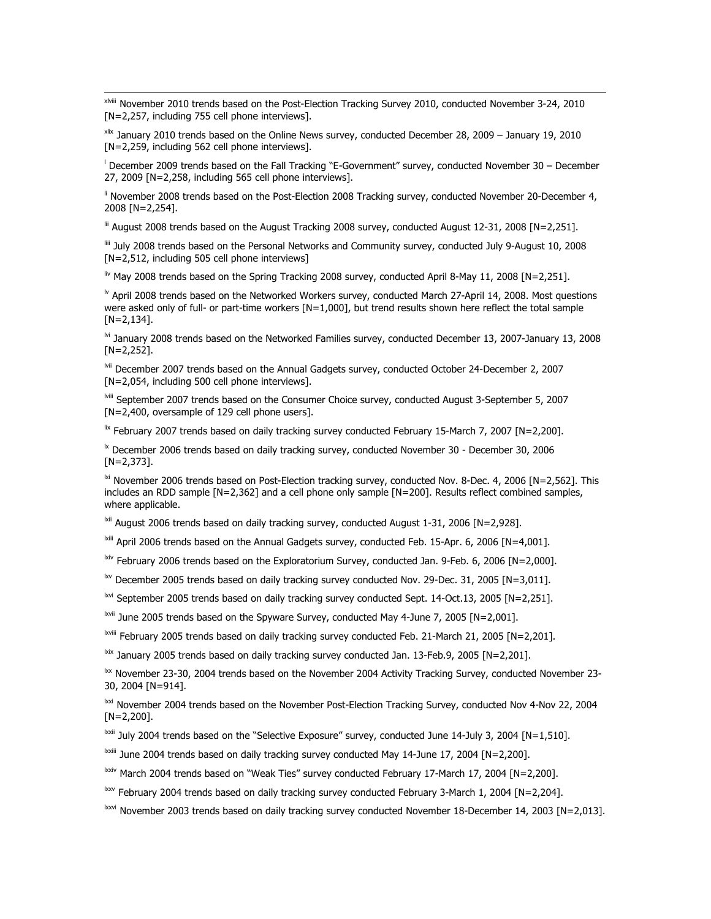[xlviii] November 2010 trends based on the Post-Election Tracking Survey 2010, conducted November 3-24, 2010 [N=2,257, including 755 cell phone interviews].

[xlix] January 2010 trends based on the Online News survey, conducted December 28, 2009 – January 19, 2010 [N=2,259, including 562 cell phone interviews].

[l] December 2009 trends based on the Fall Tracking "E-Government" survey, conducted November 30 – December 27, 2009 [N=2,258, including 565 cell phone interviews].

[li] November 2008 trends based on the Post-Election 2008 Tracking survey, conducted November 20-December 4, 2008 [N=2,254].

[lii] August 2008 trends based on the August Tracking 2008 survey, conducted August 12-31, 2008 [N=2,251].

[liii] July 2008 trends based on the Personal Networks and Community survey, conducted July 9-August 10, 2008 [N=2,512, including 505 cell phone interviews]

[liv] May 2008 trends based on the Spring Tracking 2008 survey, conducted April 8-May 11, 2008 [N=2,251].

[lv] April 2008 trends based on the Networked Workers survey, conducted March 27-April 14, 2008. Most questions were asked only of full- or part-time workers [N=1,000], but trend results shown here reflect the total sample [N=2,134].

[lvi] January 2008 trends based on the Networked Families survey, conducted December 13, 2007-January 13, 2008 [N=2,252].

[lvii] December 2007 trends based on the Annual Gadgets survey, conducted October 24-December 2, 2007 [N=2,054, including 500 cell phone interviews].

[lviii] September 2007 trends based on the Consumer Choice survey, conducted August 3-September 5, 2007 [N=2,400, oversample of 129 cell phone users].

[lix] February 2007 trends based on daily tracking survey conducted February 15-March 7, 2007 [N=2,200].

[lx] December 2006 trends based on daily tracking survey, conducted November 30 - December 30, 2006 [N=2,373].

[lxi] November 2006 trends based on Post-Election tracking survey, conducted Nov. 8-Dec. 4, 2006 [N=2,562]. This includes an RDD sample [N=2,362] and a cell phone only sample [N=200]. Results reflect combined samples, where applicable.

[lxii] August 2006 trends based on daily tracking survey, conducted August 1-31, 2006 [N=2,928].

[lxiii] April 2006 trends based on the Annual Gadgets survey, conducted Feb. 15-Apr. 6, 2006 [N=4,001].

[lxiv] February 2006 trends based on the Exploratorium Survey, conducted Jan. 9-Feb. 6, 2006 [N=2,000].

[lxv] December 2005 trends based on daily tracking survey conducted Nov. 29-Dec. 31, 2005 [N=3,011].

[lxvi] September 2005 trends based on daily tracking survey conducted Sept. 14-Oct.13, 2005 [N=2,251].

[lxvii] June 2005 trends based on the Spyware Survey, conducted May 4-June 7, 2005 [N=2,001].

[lxviii] February 2005 trends based on daily tracking survey conducted Feb. 21-March 21, 2005 [N=2,201].

[lxix] January 2005 trends based on daily tracking survey conducted Jan. 13-Feb.9, 2005 [N=2,201].

[lxx] November 23-30, 2004 trends based on the November 2004 Activity Tracking Survey, conducted November 23-30, 2004 [N=914].

[lxxi] November 2004 trends based on the November Post-Election Tracking Survey, conducted Nov 4-Nov 22, 2004 [N=2,200].

[lxxii] July 2004 trends based on the "Selective Exposure" survey, conducted June 14-July 3, 2004 [N=1,510].

[lxxiii] June 2004 trends based on daily tracking survey conducted May 14-June 17, 2004 [N=2,200].

[lxxiv] March 2004 trends based on "Weak Ties" survey conducted February 17-March 17, 2004 [N=2,200].

[lxxv] February 2004 trends based on daily tracking survey conducted February 3-March 1, 2004 [N=2,204].

[lxxvi] November 2003 trends based on daily tracking survey conducted November 18-December 14, 2003 [N=2,013].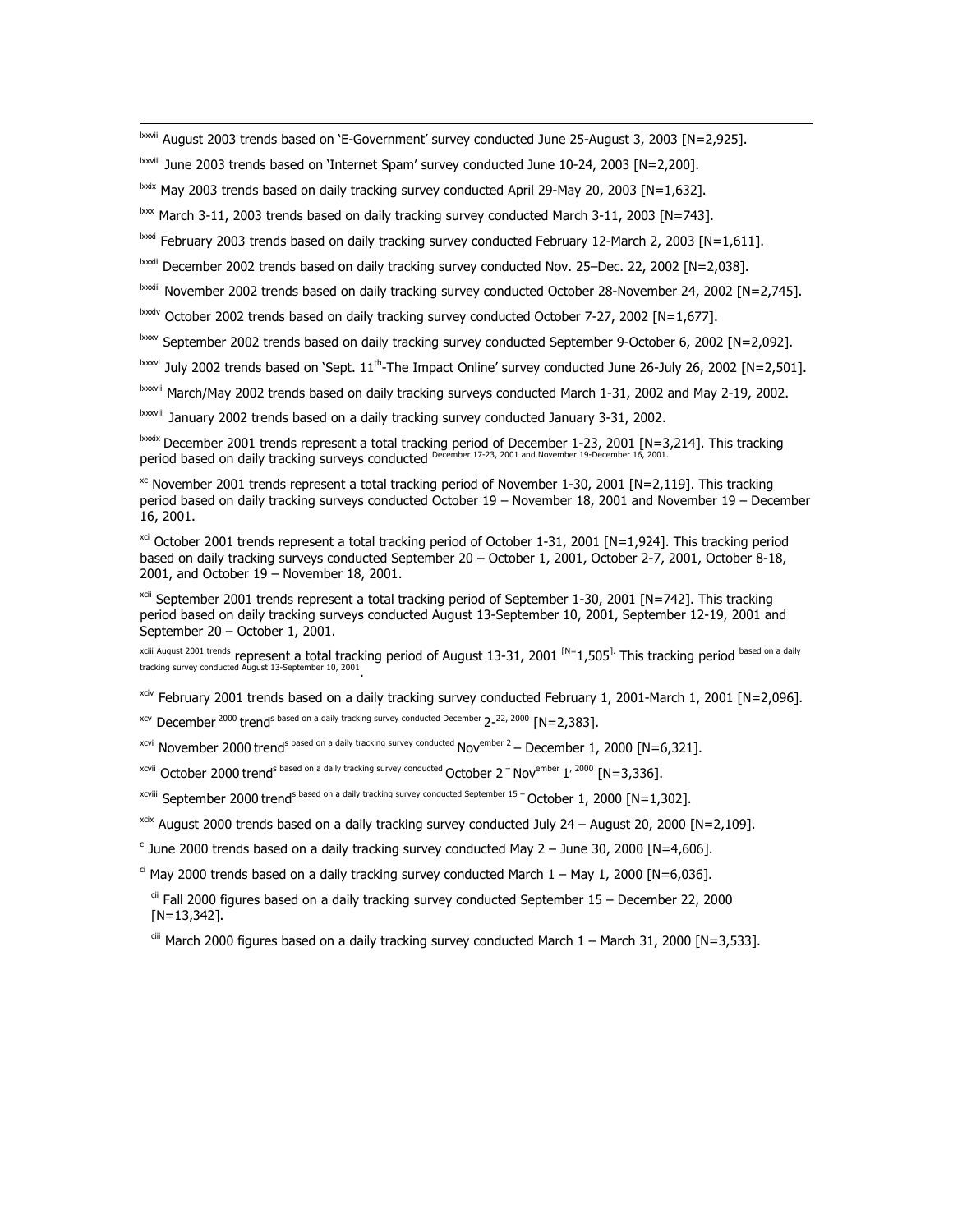[lxxvii] August 2003 trends based on 'E-Government' survey conducted June 25-August 3, 2003 [N=2,925].

[lxxviii] June 2003 trends based on 'Internet Spam' survey conducted June 10-24, 2003 [N=2,200].

[lxxix] May 2003 trends based on daily tracking survey conducted April 29-May 20, 2003 [N=1,632].

[lxxx] March 3-11, 2003 trends based on daily tracking survey conducted March 3-11, 2003 [N=743].

[lxxxi] February 2003 trends based on daily tracking survey conducted February 12-March 2, 2003 [N=1,611].

[lxxxii] December 2002 trends based on daily tracking survey conducted Nov. 25–Dec. 22, 2002 [N=2,038].

[lxxxiii] November 2002 trends based on daily tracking survey conducted October 28-November 24, 2002 [N=2,745].

[lxxxiv] October 2002 trends based on daily tracking survey conducted October 7-27, 2002 [N=1,677].

[lxxxv] September 2002 trends based on daily tracking survey conducted September 9-October 6, 2002 [N=2,092].

[lxxxvi] July 2002 trends based on 'Sept. 11th-The Impact Online' survey conducted June 26-July 26, 2002 [N=2,501].

[lxxxvii] March/May 2002 trends based on daily tracking surveys conducted March 1-31, 2002 and May 2-19, 2002.

[lxxxviii] January 2002 trends based on a daily tracking survey conducted January 3-31, 2002.

[lxxxix] December 2001 trends represent a total tracking period of December 1-23, 2001 [N=3,214]. This tracking period based on daily tracking surveys conducted December 17-23, 2001 and November 19-December 16, 2001.

[xc] November 2001 trends represent a total tracking period of November 1-30, 2001 [N=2,119]. This tracking period based on daily tracking surveys conducted October 19 – November 18, 2001 and November 19 – December 16, 2001.

[xci] October 2001 trends represent a total tracking period of October 1-31, 2001 [N=1,924]. This tracking period based on daily tracking surveys conducted September 20 – October 1, 2001, October 2-7, 2001, October 8-18, 2001, and October 19 – November 18, 2001.

[xcii] September 2001 trends represent a total tracking period of September 1-30, 2001 [N=742]. This tracking period based on daily tracking surveys conducted August 13-September 10, 2001, September 12-19, 2001 and September 20 – October 1, 2001.

[xciii] August 2001 trends represent a total tracking period of August 13-31, 2001 [N=1,505]. This tracking period based on a daily tracking survey conducted August 13-September 10, 2001.

[xciv] February 2001 trends based on a daily tracking survey conducted February 1, 2001-March 1, 2001 [N=2,096].

[xcv] December 2000 trends based on a daily tracking survey conducted December 2-22, 2000 [N=2,383].

[xcvi] November 2000 trends based on a daily tracking survey conducted November 2 – December 1, 2000 [N=6,321].

[xcvii] October 2000 trends based on a daily tracking survey conducted October 2 – November 1, 2000 [N=3,336].

[xcviii] September 2000 trends based on a daily tracking survey conducted September 15 – October 1, 2000 [N=1,302].

[xcix] August 2000 trends based on a daily tracking survey conducted July 24 – August 20, 2000 [N=2,109].

[c] June 2000 trends based on a daily tracking survey conducted May 2 – June 30, 2000 [N=4,606].

[ci] May 2000 trends based on a daily tracking survey conducted March 1 – May 1, 2000 [N=6,036].

[cii] Fall 2000 figures based on a daily tracking survey conducted September 15 – December 22, 2000 [N=13,342].

[ciii] March 2000 figures based on a daily tracking survey conducted March 1 – March 31, 2000 [N=3,533].